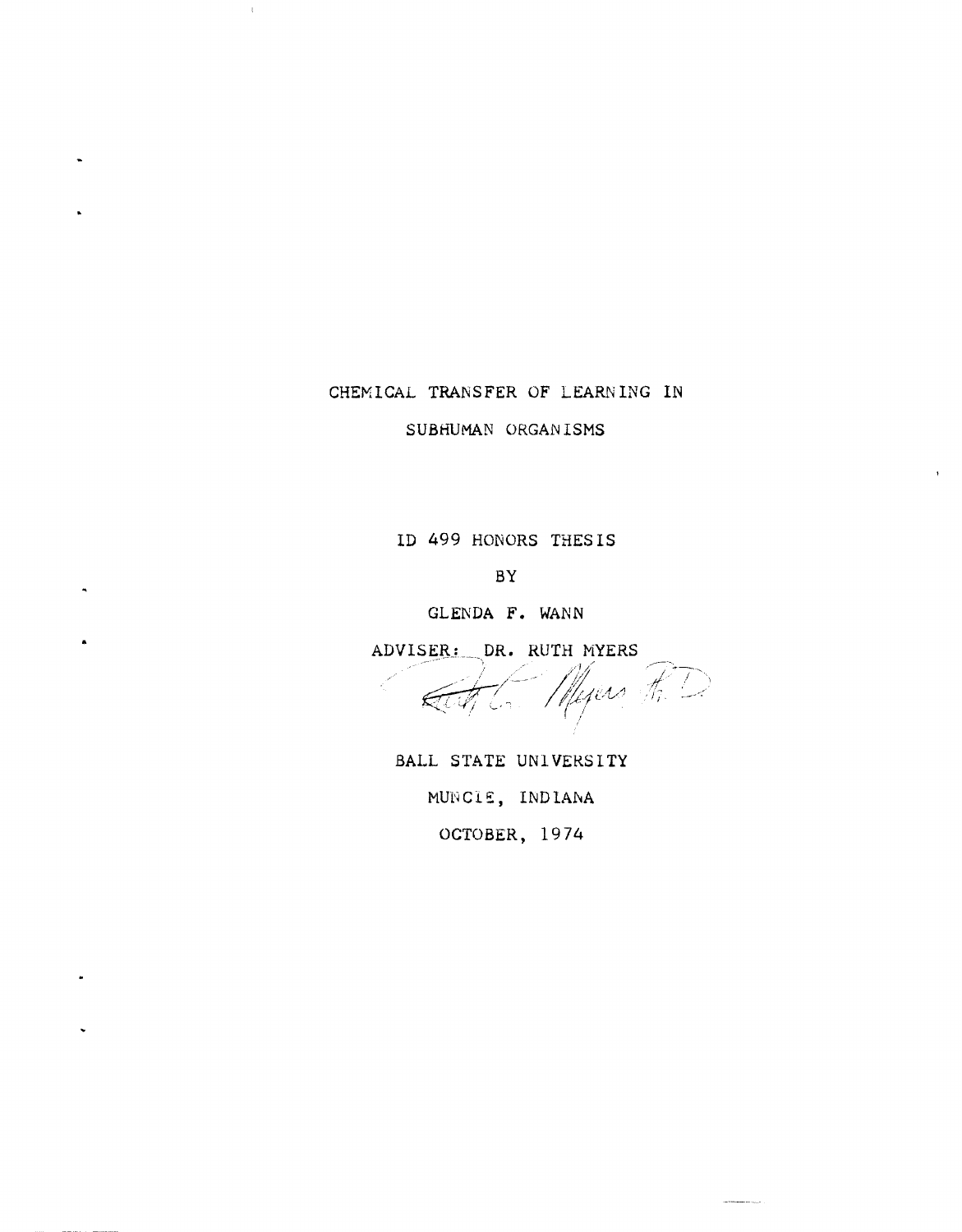# CHEMICAL TRANSFER OF LEARNING IN SUBHUMAN ORGANISMS

ID 499 HONORS THESIS

BY

GLENDA F. WANN

ADVISER: DR. RUTH MYERS

Ruth C. Myers Ph.D.

BALL STATE UNIVERSITY

MUNCIE, INDIANA

OCTOBER, 1974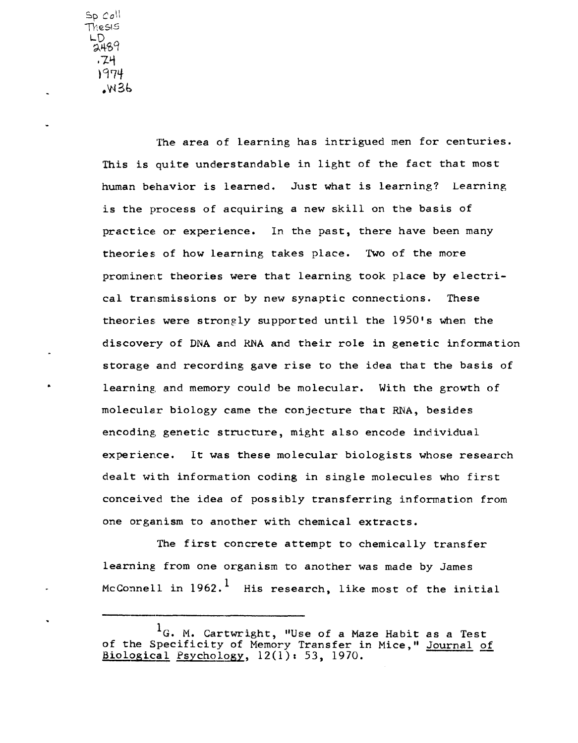Sp Coll
Thesis
LD
2489
.Z4
1974
.W36

The area of learning has intrigued men for centuries. This is quite understandable in light of the fact that most human behavior is learned. Just what is learning? Learning is the process of acquiring a new skill on the basis of practice or experience. In the past, there have been many theories of how learning takes place. Two of the more prominent theories were that learning took place by electrical transmissions or by new synaptic connections. These theories were strongly supported until the 1950's when the discovery of DNA and RNA and their role in genetic information storage and recording gave rise to the idea that the basis of learning and memory could be molecular. With the growth of molecular biology came the conjecture that RNA, besides encoding genetic structure, might also encode individual experience. It was these molecular biologists whose research dealt with information coding in single molecules who first conceived the idea of possibly transferring information from one organism to another with chemical extracts.

The first concrete attempt to chemically transfer learning from one organism to another was made by James McConnell in 1962.[1] His research, like most of the initial

---

[1] G. M. Cartwright, "Use of a Maze Habit as a Test of the Specificity of Memory Transfer in Mice," Journal of Biological Psychology, 12(1): 53, 1970.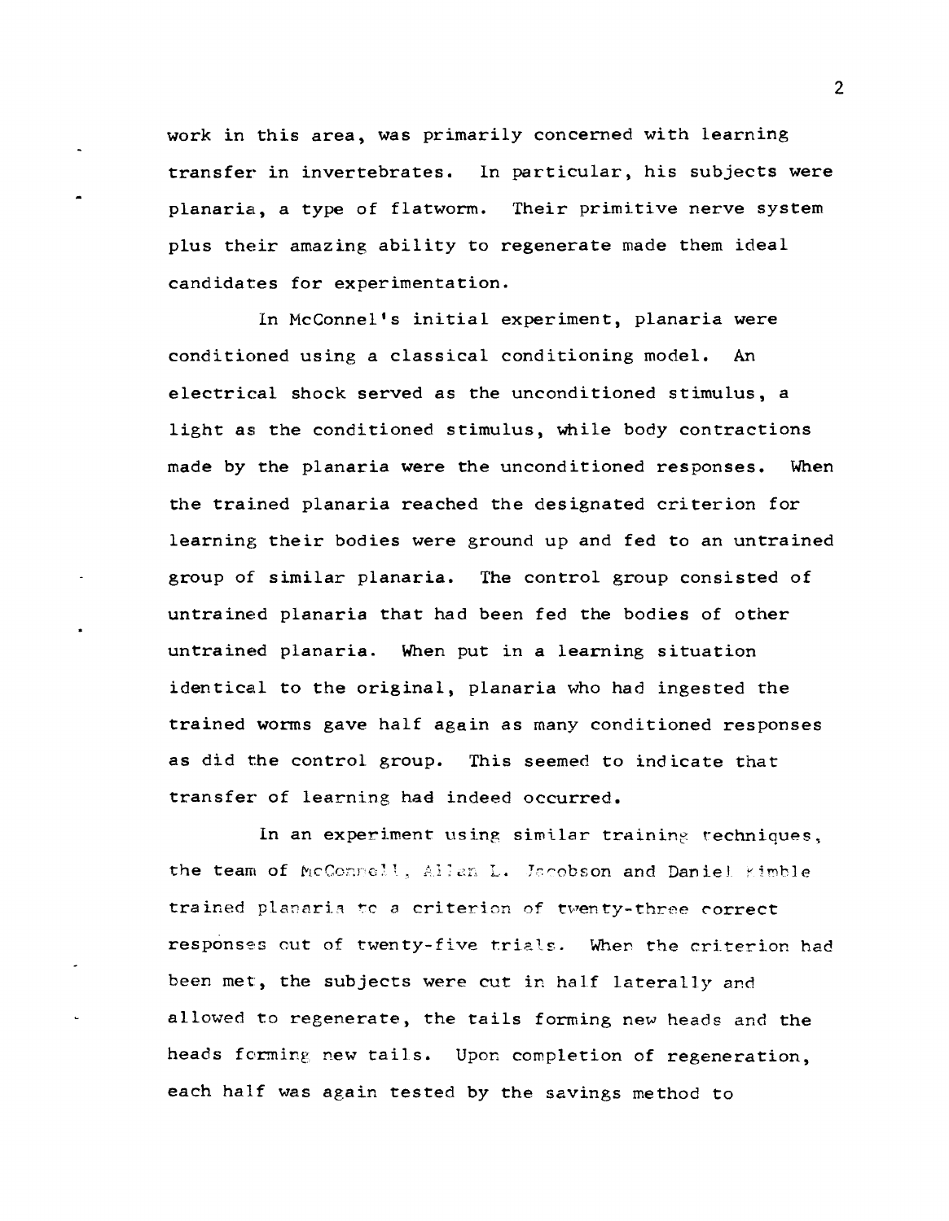work in this area, was primarily concerned with learning transfer in invertebrates. In particular, his subjects were planaria, a type of flatworm. Their primitive nerve system plus their amazing ability to regenerate made them ideal candidates for experimentation.

In McConnel's initial experiment, planaria were conditioned using a classical conditioning model. An electrical shock served as the unconditioned stimulus, a light as the conditioned stimulus, while body contractions made by the planaria were the unconditioned responses. When the trained planaria reached the designated criterion for learning their bodies were ground up and fed to an untrained group of similar planaria. The control group consisted of untrained planaria that had been fed the bodies of other untrained planaria. When put in a learning situation identical to the original, planaria who had ingested the trained worms gave half again as many conditioned responses as did the control group. This seemed to indicate that transfer of learning had indeed occurred.

In an experiment using similar training techniques, the team of McConnell, Allan L. Jacobson and Daniel Kimble trained planaria to a criterion of twenty-three correct responses out of twenty-five trials. When the criterion had been met, the subjects were cut in half laterally and allowed to regenerate, the tails forming new heads and the heads forming new tails. Upon completion of regeneration, each half was again tested by the savings method to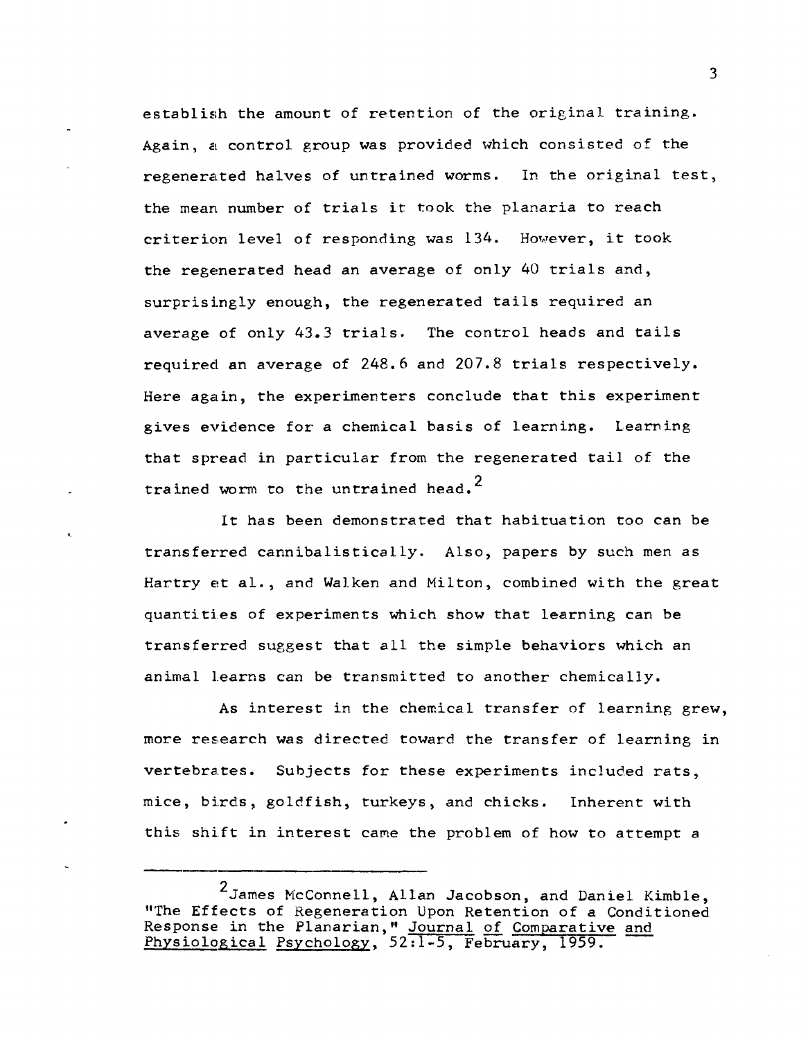establish the amount of retention of the original training. Again, a control group was provided which consisted of the regenerated halves of untrained worms. In the original test, the mean number of trials it took the planaria to reach criterion level of responding was 134. However, it took the regenerated head an average of only 40 trials and, surprisingly enough, the regenerated tails required an average of only 43.3 trials. The control heads and tails required an average of 248.6 and 207.8 trials respectively. Here again, the experimenters conclude that this experiment gives evidence for a chemical basis of learning. Learning that spread in particular from the regenerated tail of the trained worm to the untrained head.[2]

It has been demonstrated that habituation too can be transferred cannibalistically. Also, papers by such men as Hartry et al., and Walken and Milton, combined with the great quantities of experiments which show that learning can be transferred suggest that all the simple behaviors which an animal learns can be transmitted to another chemically.

As interest in the chemical transfer of learning grew, more research was directed toward the transfer of learning in vertebrates. Subjects for these experiments included rats, mice, birds, goldfish, turkeys, and chicks. Inherent with this shift in interest came the problem of how to attempt a

---

[2] James McConnell, Allan Jacobson, and Daniel Kimble, "The Effects of Regeneration Upon Retention of a Conditioned Response in the Planarian," Journal of Comparative and Physiological Psychology, 52:1-5, February, 1959.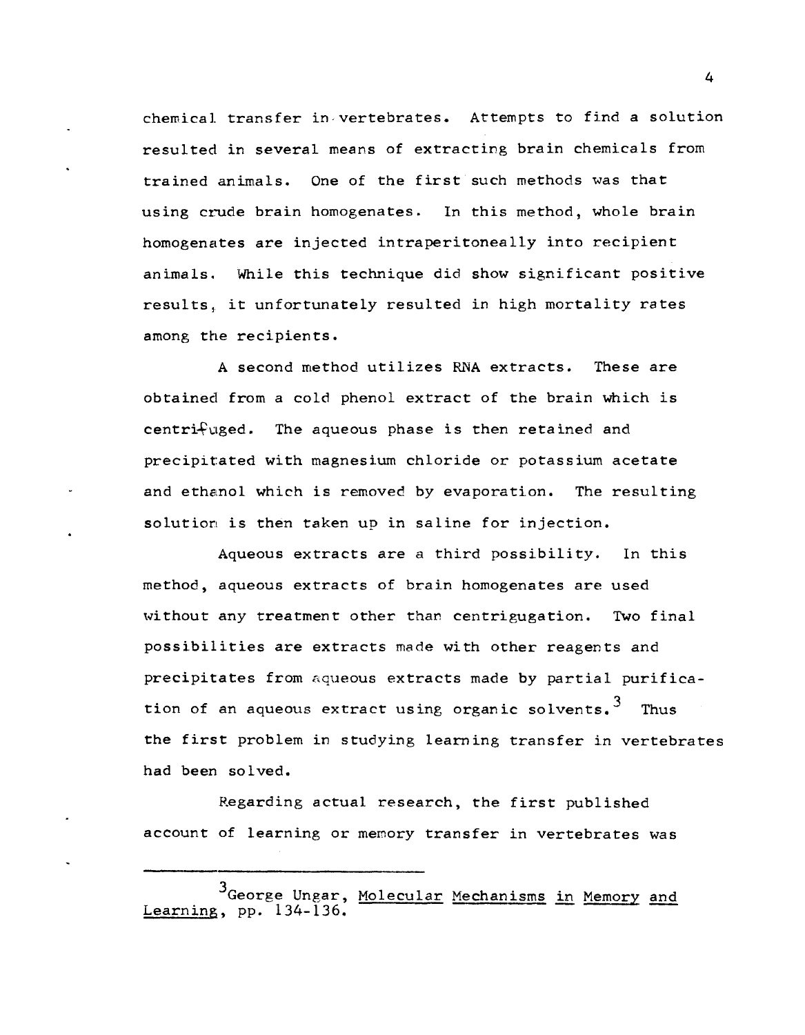chemical transfer in vertebrates. Attempts to find a solution resulted in several means of extracting brain chemicals from trained animals. One of the first such methods was that using crude brain homogenates. In this method, whole brain homogenates are injected intraperitoneally into recipient animals. While this technique did show significant positive results, it unfortunately resulted in high mortality rates among the recipients.

A second method utilizes RNA extracts. These are obtained from a cold phenol extract of the brain which is centrifuged. The aqueous phase is then retained and precipitated with magnesium chloride or potassium acetate and ethanol which is removed by evaporation. The resulting solution is then taken up in saline for injection.

Aqueous extracts are a third possibility. In this method, aqueous extracts of brain homogenates are used without any treatment other than centrigugation. Two final possibilities are extracts made with other reagents and precipitates from aqueous extracts made by partial purification of an aqueous extract using organic solvents.[3] Thus the first problem in studying learning transfer in vertebrates had been solved.

Regarding actual research, the first published account of learning or memory transfer in vertebrates was

---

[3] George Ungar, Molecular Mechanisms in Memory and Learning, pp. 134-136.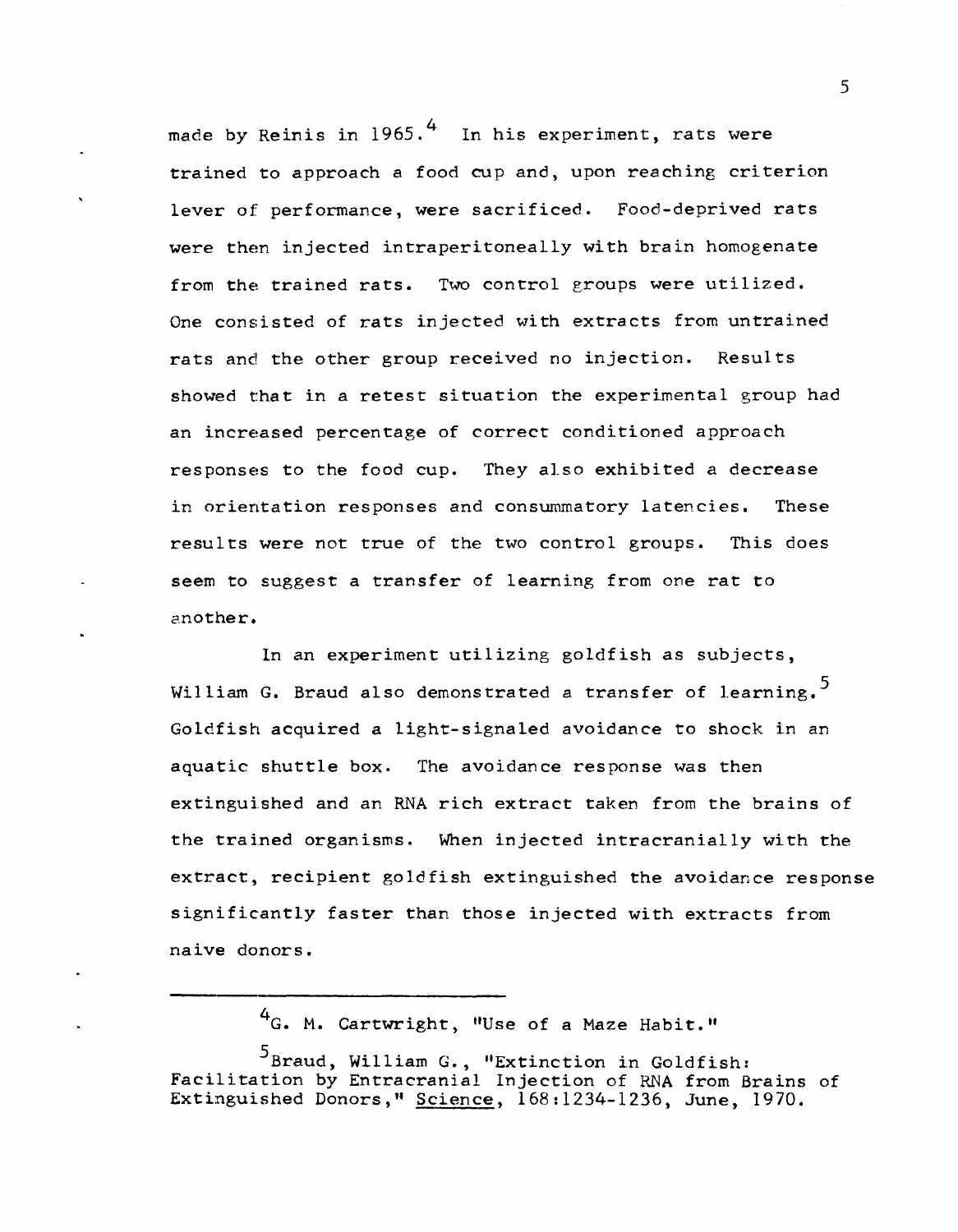made by Reinis in 1965.[4] In his experiment, rats were trained to approach a food cup and, upon reaching criterion lever of performance, were sacrificed. Food-deprived rats were then injected intraperitoneally with brain homogenate from the trained rats. Two control groups were utilized. One consisted of rats injected with extracts from untrained rats and the other group received no injection. Results showed that in a retest situation the experimental group had an increased percentage of correct conditioned approach responses to the food cup. They also exhibited a decrease in orientation responses and consummatory latencies. These results were not true of the two control groups. This does seem to suggest a transfer of learning from one rat to another.

In an experiment utilizing goldfish as subjects, William G. Braud also demonstrated a transfer of learning.[5] Goldfish acquired a light-signaled avoidance to shock in an aquatic shuttle box. The avoidance response was then extinguished and an RNA rich extract taken from the brains of the trained organisms. When injected intracranially with the extract, recipient goldfish extinguished the avoidance response significantly faster than those injected with extracts from naive donors.

---

[4] G. M. Cartwright, "Use of a Maze Habit."

[5] Braud, William G., "Extinction in Goldfish: Facilitation by Entracranial Injection of RNA from Brains of Extinguished Donors," Science, 168:1234-1236, June, 1970.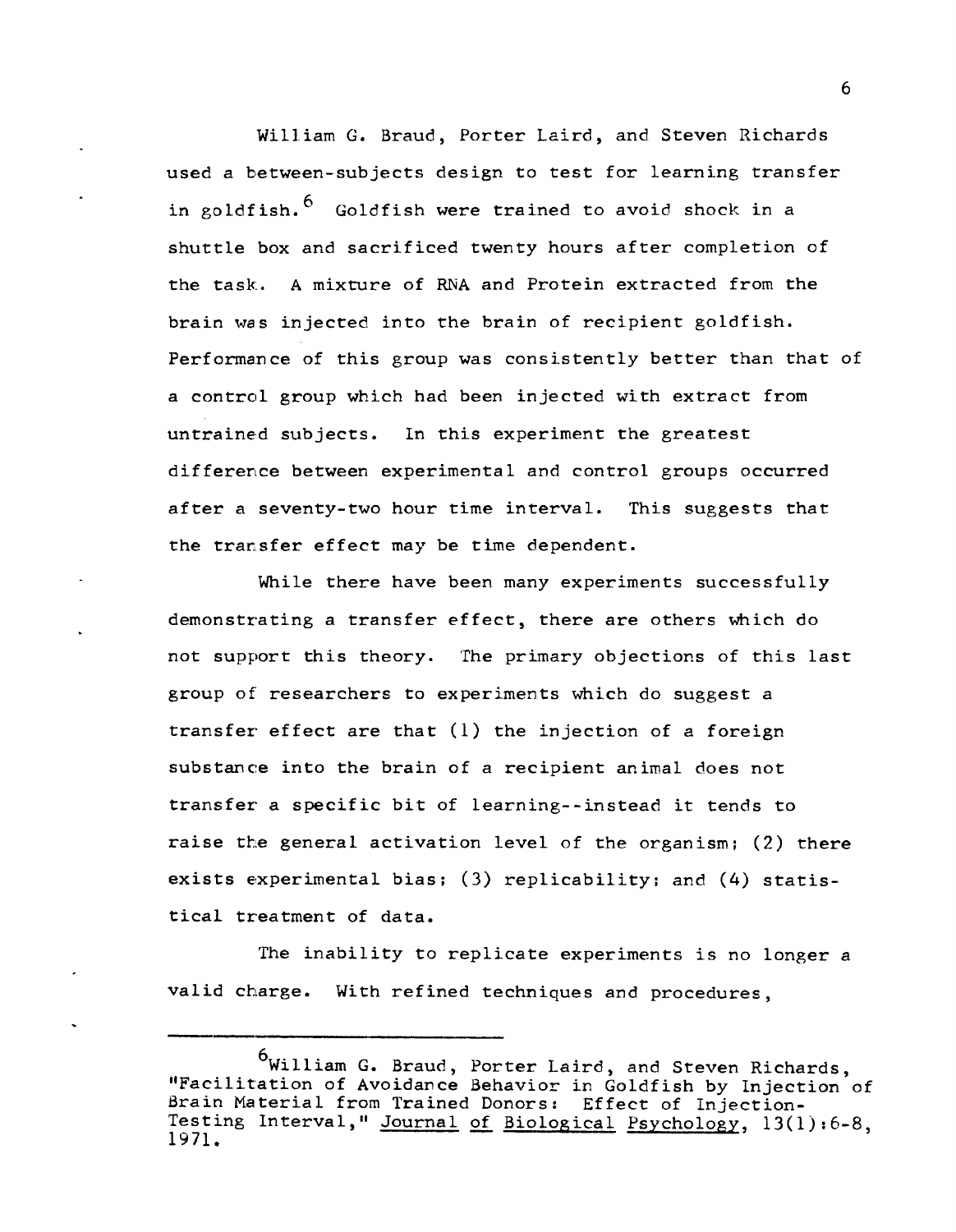William G. Braud, Porter Laird, and Steven Richards used a between-subjects design to test for learning transfer in goldfish.[6] Goldfish were trained to avoid shock in a shuttle box and sacrificed twenty hours after completion of the task. A mixture of RNA and Protein extracted from the brain was injected into the brain of recipient goldfish. Performance of this group was consistently better than that of a control group which had been injected with extract from untrained subjects. In this experiment the greatest difference between experimental and control groups occurred after a seventy-two hour time interval. This suggests that the transfer effect may be time dependent.

While there have been many experiments successfully demonstrating a transfer effect, there are others which do not support this theory. The primary objections of this last group of researchers to experiments which do suggest a transfer effect are that (1) the injection of a foreign substance into the brain of a recipient animal does not transfer a specific bit of learning--instead it tends to raise the general activation level of the organism; (2) there exists experimental bias; (3) replicability; and (4) statistical treatment of data.

The inability to replicate experiments is no longer a valid charge. With refined techniques and procedures,

---

[6] William G. Braud, Porter Laird, and Steven Richards, "Facilitation of Avoidance Behavior in Goldfish by Injection of Brain Material from Trained Donors: Effect of Injection-Testing Interval," Journal of Biological Psychology, 13(1):6-8, 1971.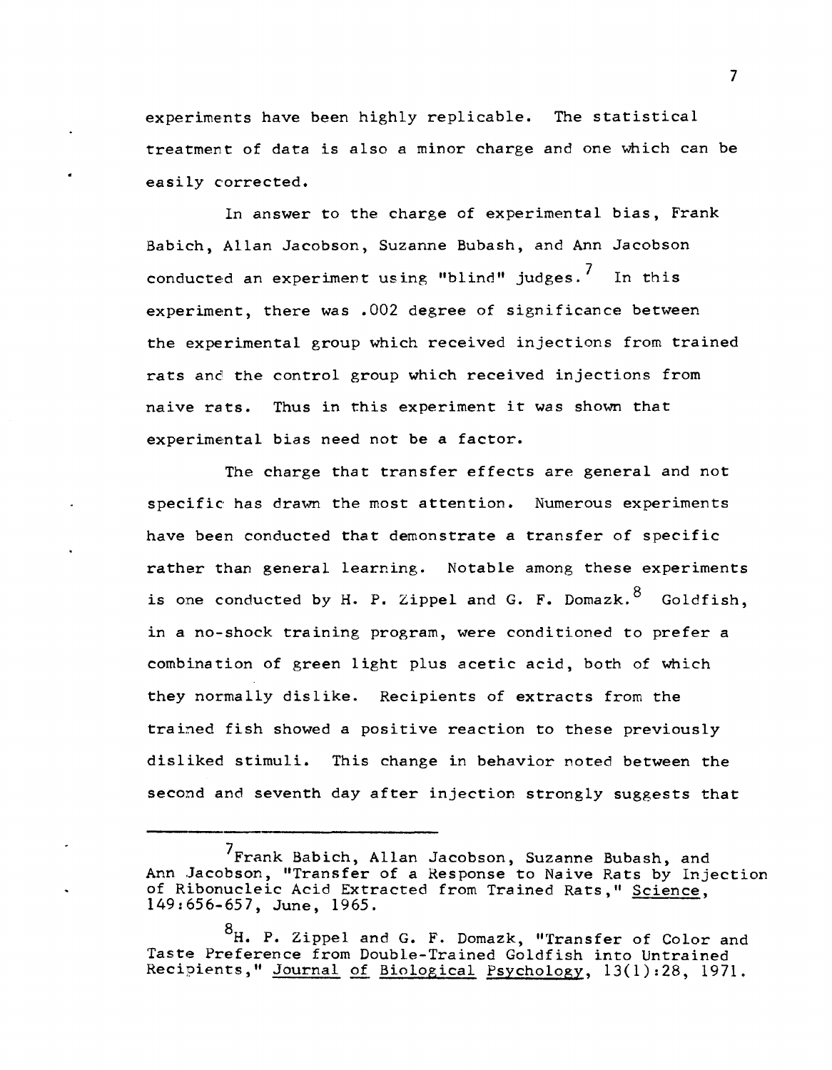experiments have been highly replicable. The statistical treatment of data is also a minor charge and one which can be easily corrected.

In answer to the charge of experimental bias, Frank Babich, Allan Jacobson, Suzanne Bubash, and Ann Jacobson conducted an experiment using "blind" judges.[7] In this experiment, there was .002 degree of significance between the experimental group which received injections from trained rats and the control group which received injections from naive rats. Thus in this experiment it was shown that experimental bias need not be a factor.

The charge that transfer effects are general and not specific has drawn the most attention. Numerous experiments have been conducted that demonstrate a transfer of specific rather than general learning. Notable among these experiments is one conducted by H. P. Zippel and G. F. Domazk.[8] Goldfish, in a no-shock training program, were conditioned to prefer a combination of green light plus acetic acid, both of which they normally dislike. Recipients of extracts from the trained fish showed a positive reaction to these previously disliked stimuli. This change in behavior noted between the second and seventh day after injection strongly suggests that

---

[7] Frank Babich, Allan Jacobson, Suzanne Bubash, and Ann Jacobson, "Transfer of a Response to Naive Rats by Injection of Ribonucleic Acid Extracted from Trained Rats," Science, 149:656-657, June, 1965.

[8] H. P. Zippel and G. F. Domazk, "Transfer of Color and Taste Preference from Double-Trained Goldfish into Untrained Recipients," Journal of Biological Psychology, 13(1):28, 1971.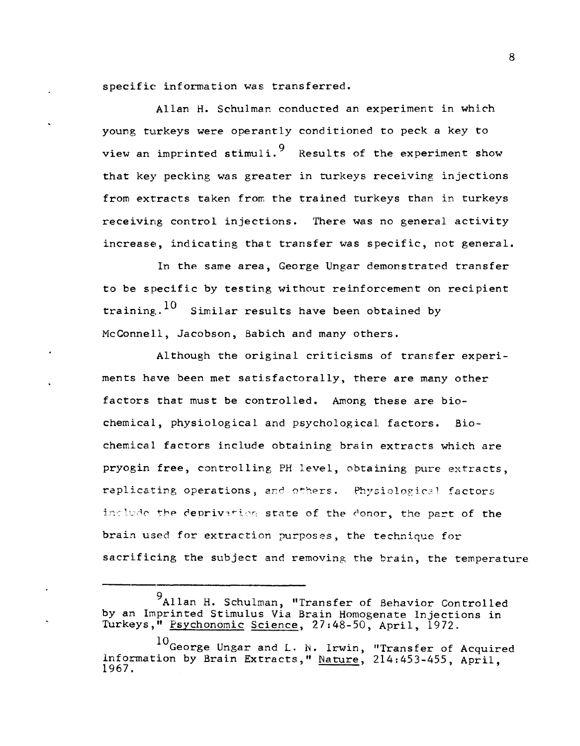specific information was transferred.

Allan H. Schulman conducted an experiment in which young turkeys were operantly conditioned to peck a key to view an imprinted stimuli.[9] Results of the experiment show that key pecking was greater in turkeys receiving injections from extracts taken from the trained turkeys than in turkeys receiving control injections. There was no general activity increase, indicating that transfer was specific, not general.

In the same area, George Ungar demonstrated transfer to be specific by testing without reinforcement on recipient training.[10] Similar results have been obtained by McConnell, Jacobson, Babich and many others.

Although the original criticisms of transfer experiments have been met satisfactorally, there are many other factors that must be controlled. Among these are biochemical, physiological and psychological factors. Biochemical factors include obtaining brain extracts which are pryogin free, controlling PH level, obtaining pure extracts, replicating operations, and others. Physiological factors include the deprivation state of the donor, the part of the brain used for extraction purposes, the technique for sacrificing the subject and removing the brain, the temperature

---

[9] Allan H. Schulman, "Transfer of Behavior Controlled by an Imprinted Stimulus Via Brain Homogenate Injections in Turkeys," Psychonomic Science, 27:48-50, April, 1972.

[10] George Ungar and L. N. Irwin, "Transfer of Acquired Information by Brain Extracts," Nature, 214:453-455, April, 1967.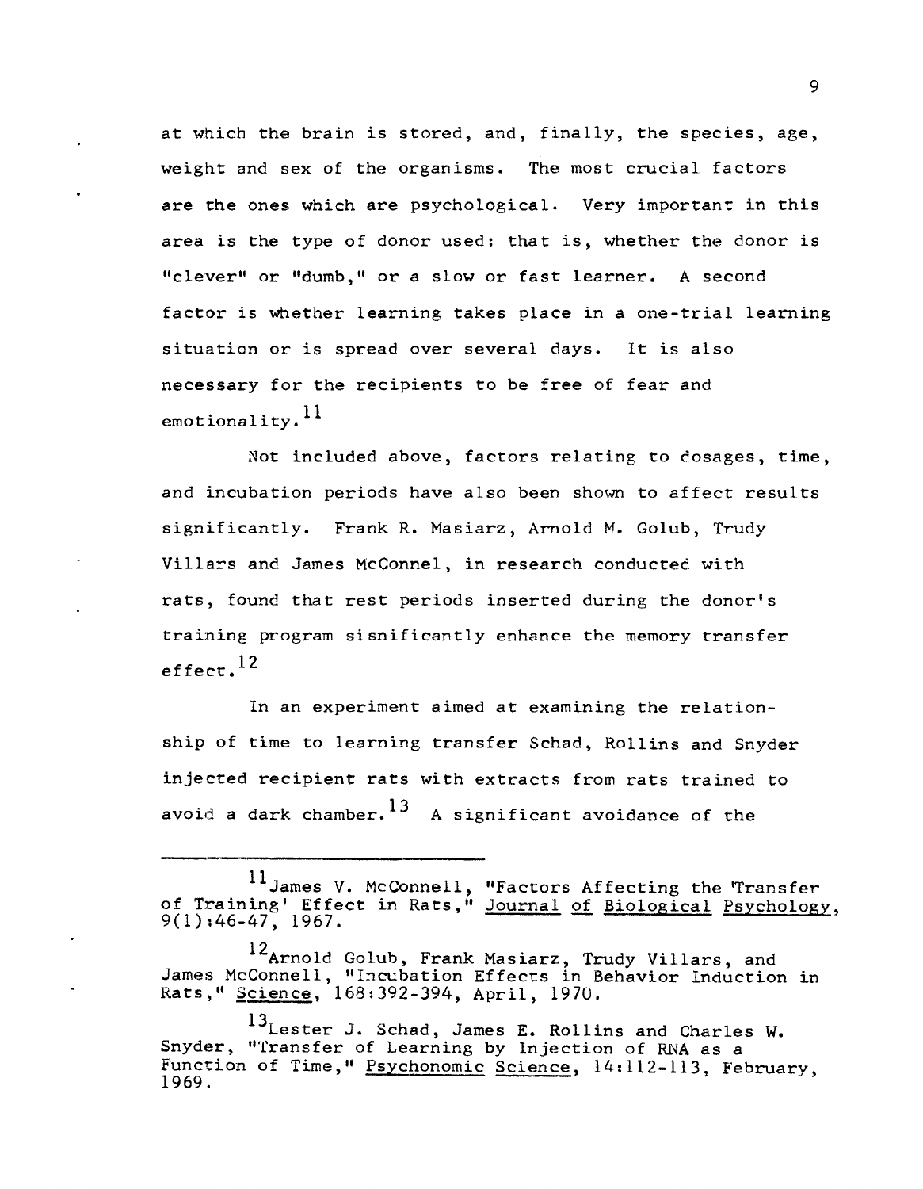at which the brain is stored, and, finally, the species, age, weight and sex of the organisms. The most crucial factors are the ones which are psychological. Very important in this area is the type of donor used; that is, whether the donor is "clever" or "dumb," or a slow or fast learner. A second factor is whether learning takes place in a one-trial learning situation or is spread over several days. It is also necessary for the recipients to be free of fear and emotionality.[11]

Not included above, factors relating to dosages, time, and incubation periods have also been shown to affect results significantly. Frank R. Masiarz, Arnold M. Golub, Trudy Villars and James McConnel, in research conducted with rats, found that rest periods inserted during the donor's training program sisnificantly enhance the memory transfer effect.[12]

In an experiment aimed at examining the relationship of time to learning transfer Schad, Rollins and Snyder injected recipient rats with extracts from rats trained to avoid a dark chamber.[13] A significant avoidance of the

---

[11] James V. McConnell, "Factors Affecting the 'Transfer of Training' Effect in Rats," Journal of Biological Psychology, 9(1):46-47, 1967.

[12] Arnold Golub, Frank Masiarz, Trudy Villars, and James McConnell, "Incubation Effects in Behavior Induction in Rats," Science, 168:392-394, April, 1970.

[13] Lester J. Schad, James E. Rollins and Charles W. Snyder, "Transfer of Learning by Injection of RNA as a Function of Time," Psychonomic Science, 14:112-113, February, 1969.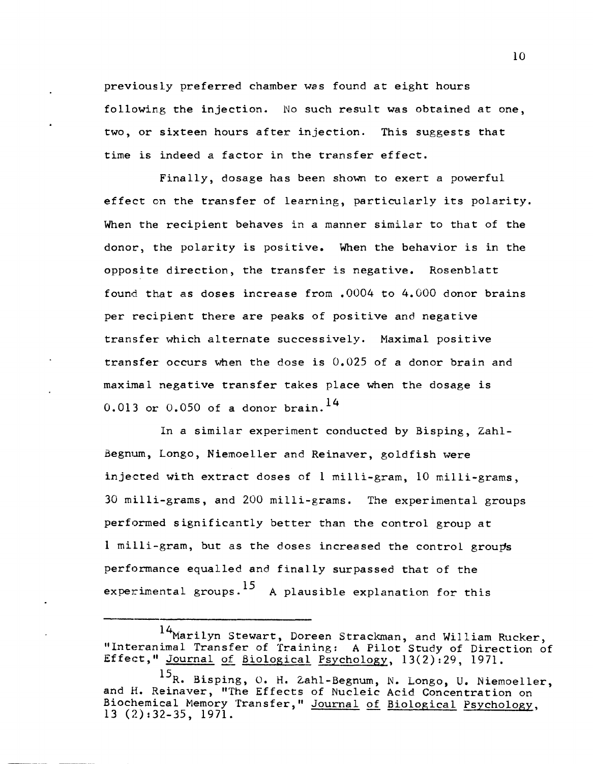previously preferred chamber was found at eight hours following the injection. No such result was obtained at one, two, or sixteen hours after injection. This suggests that time is indeed a factor in the transfer effect.

Finally, dosage has been shown to exert a powerful effect on the transfer of learning, particularly its polarity. When the recipient behaves in a manner similar to that of the donor, the polarity is positive. When the behavior is in the opposite direction, the transfer is negative. Rosenblatt found that as doses increase from .0004 to 4.000 donor brains per recipient there are peaks of positive and negative transfer which alternate successively. Maximal positive transfer occurs when the dose is 0.025 of a donor brain and maximal negative transfer takes place when the dosage is 0.013 or 0.050 of a donor brain.[14]

In a similar experiment conducted by Bisping, Zahl-Begnum, Longo, Niemoeller and Reinaver, goldfish were injected with extract doses of 1 milli-gram, 10 milli-grams, 30 milli-grams, and 200 milli-grams. The experimental groups performed significantly better than the control group at 1 milli-gram, but as the doses increased the control group's performance equalled and finally surpassed that of the experimental groups.[15] A plausible explanation for this

---

[14] Marilyn Stewart, Doreen Strackman, and William Rucker, "Interanimal Transfer of Training: A Pilot Study of Direction of Effect," Journal of Biological Psychology, 13(2):29, 1971.

[15] R. Bisping, O. H. Zahl-Begnum, N. Longo, U. Niemoeller, and H. Reinaver, "The Effects of Nucleic Acid Concentration on Biochemical Memory Transfer," Journal of Biological Psychology, 13 (2):32-35, 1971.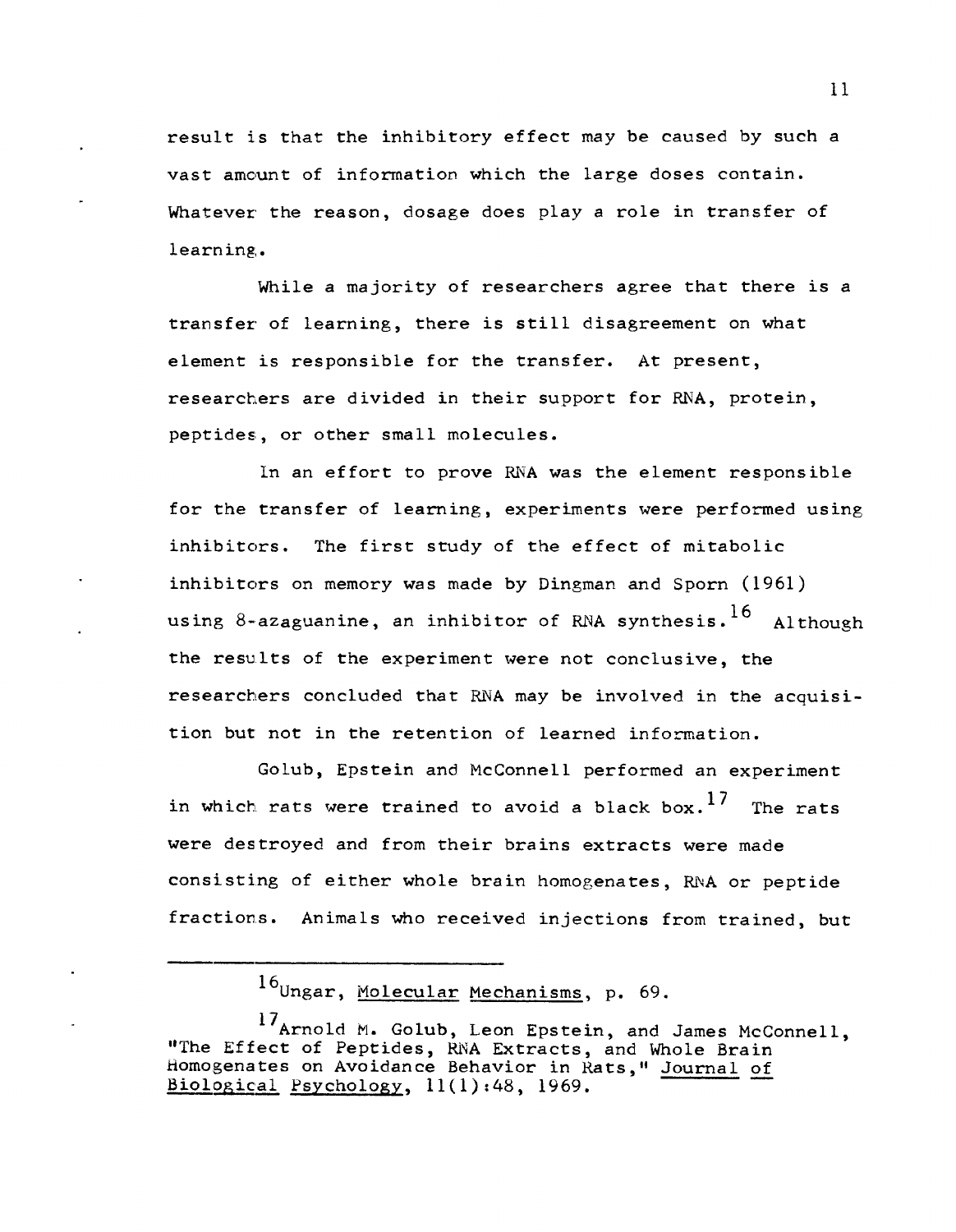result is that the inhibitory effect may be caused by such a vast amount of information which the large doses contain. Whatever the reason, dosage does play a role in transfer of learning.

While a majority of researchers agree that there is a transfer of learning, there is still disagreement on what element is responsible for the transfer. At present, researchers are divided in their support for RNA, protein, peptides, or other small molecules.

In an effort to prove RNA was the element responsible for the transfer of learning, experiments were performed using inhibitors. The first study of the effect of mitabolic inhibitors on memory was made by Dingman and Sporn (1961) using 8-azaguanine, an inhibitor of RNA synthesis.[16] Although the results of the experiment were not conclusive, the researchers concluded that RNA may be involved in the acquisition but not in the retention of learned information.

Golub, Epstein and McConnell performed an experiment in which rats were trained to avoid a black box.[17] The rats were destroyed and from their brains extracts were made consisting of either whole brain homogenates, RNA or peptide fractions. Animals who received injections from trained, but

---

[16] Ungar, Molecular Mechanisms, p. 69.

[17] Arnold M. Golub, Leon Epstein, and James McConnell, "The Effect of Peptides, RNA Extracts, and Whole Brain Homogenates on Avoidance Behavior in Rats," Journal of Biological Psychology, 11(1):48, 1969.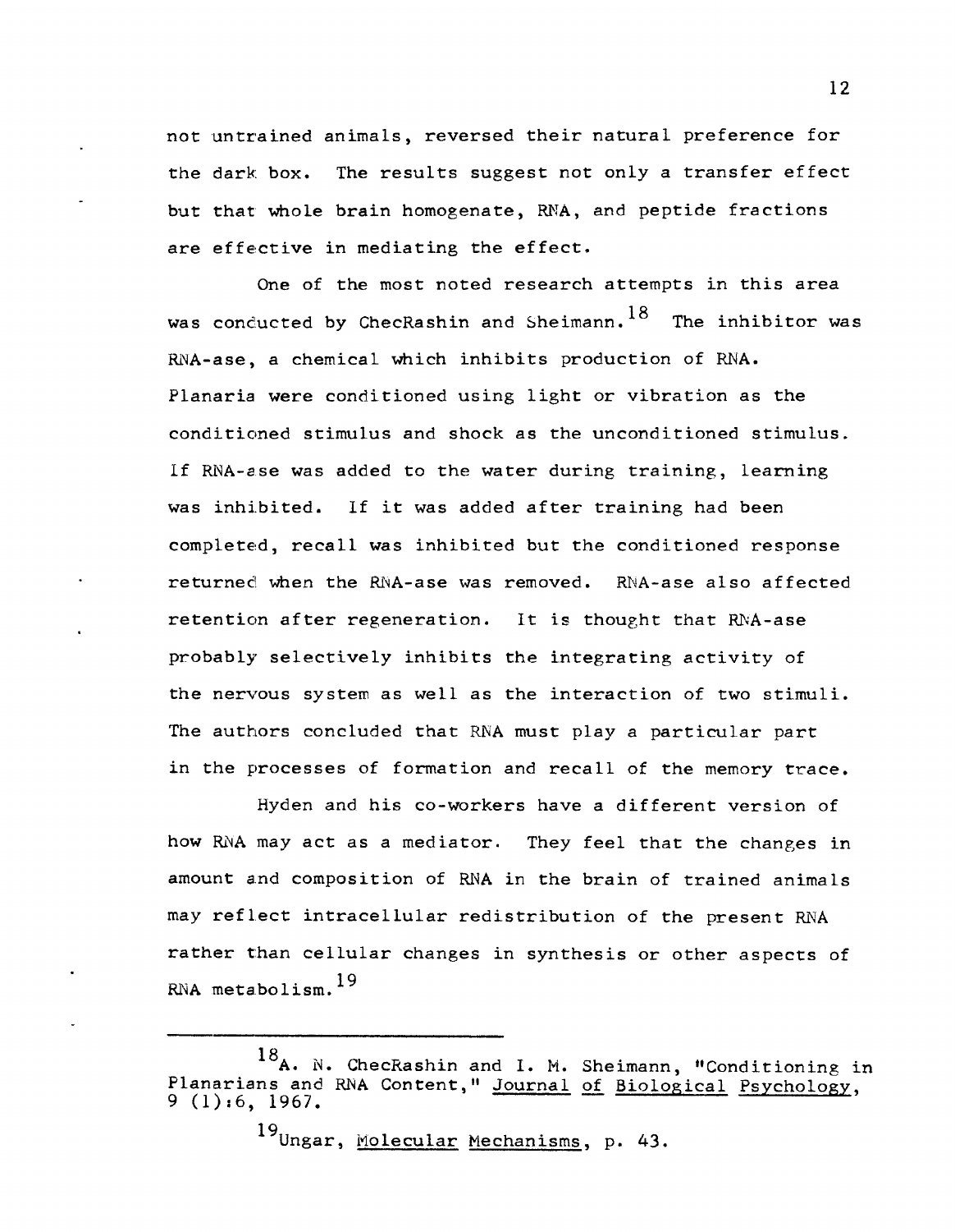not untrained animals, reversed their natural preference for the dark box. The results suggest not only a transfer effect but that whole brain homogenate, RNA, and peptide fractions are effective in mediating the effect.

One of the most noted research attempts in this area was conducted by ChecRashin and Sheimann.[18] The inhibitor was RNA-ase, a chemical which inhibits production of RNA. Planaria were conditioned using light or vibration as the conditioned stimulus and shock as the unconditioned stimulus. If RNA-ase was added to the water during training, learning was inhibited. If it was added after training had been completed, recall was inhibited but the conditioned response returned when the RNA-ase was removed. RNA-ase also affected retention after regeneration. It is thought that RNA-ase probably selectively inhibits the integrating activity of the nervous system as well as the interaction of two stimuli. The authors concluded that RNA must play a particular part in the processes of formation and recall of the memory trace.

Hyden and his co-workers have a different version of how RNA may act as a mediator. They feel that the changes in amount and composition of RNA in the brain of trained animals may reflect intracellular redistribution of the present RNA rather than cellular changes in synthesis or other aspects of RNA metabolism.[19]

---

[18] A. N. ChecRashin and I. M. Sheimann, "Conditioning in Planarians and RNA Content," Journal of Biological Psychology, 9 (1):6, 1967.

[19] Ungar, Molecular Mechanisms, p. 43.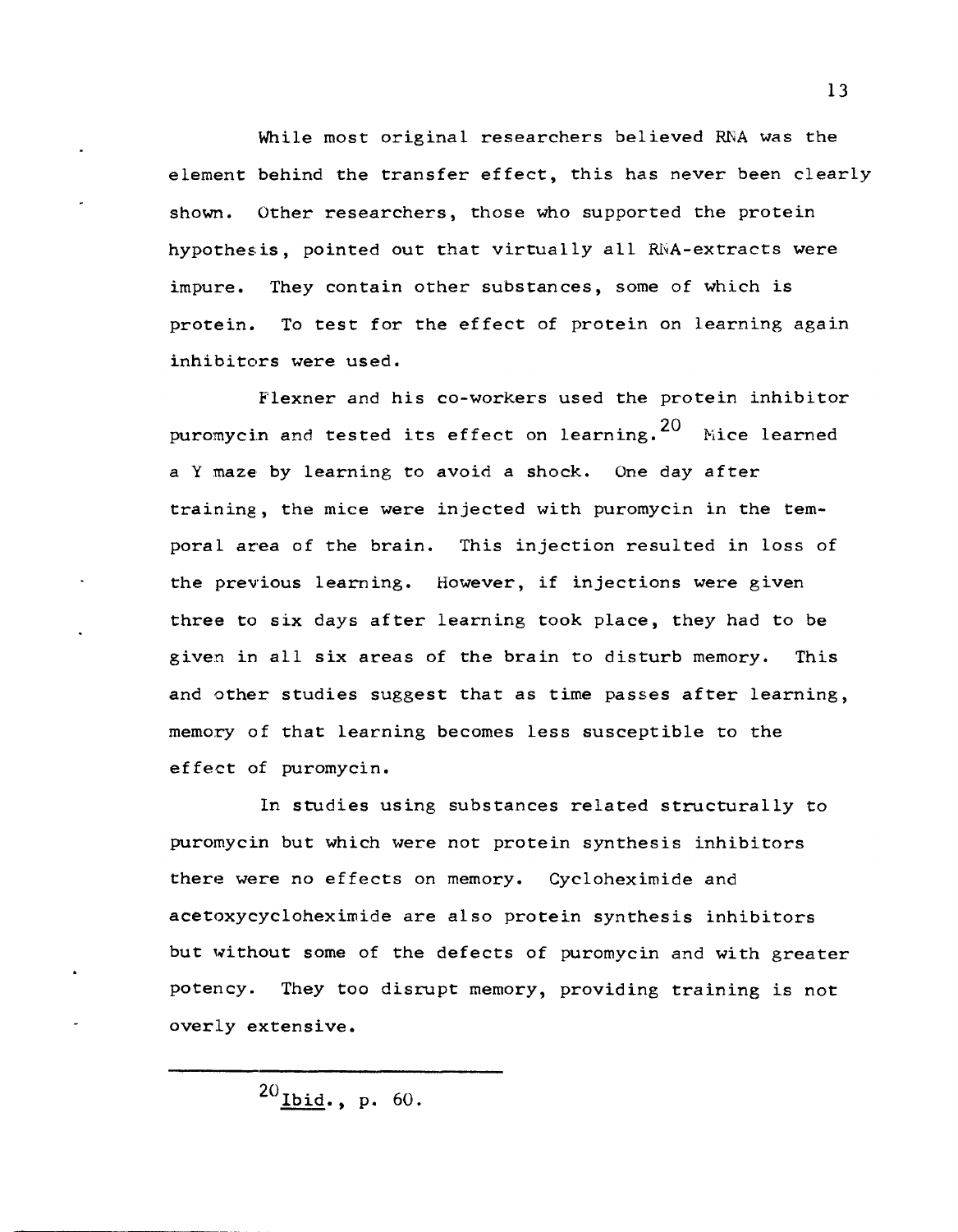While most original researchers believed RNA was the element behind the transfer effect, this has never been clearly shown. Other researchers, those who supported the protein hypothesis, pointed out that virtually all RNA-extracts were impure. They contain other substances, some of which is protein. To test for the effect of protein on learning again inhibitors were used.

Flexner and his co-workers used the protein inhibitor puromycin and tested its effect on learning.[20] Mice learned a Y maze by learning to avoid a shock. One day after training, the mice were injected with puromycin in the temporal area of the brain. This injection resulted in loss of the previous learning. However, if injections were given three to six days after learning took place, they had to be given in all six areas of the brain to disturb memory. This and other studies suggest that as time passes after learning, memory of that learning becomes less susceptible to the effect of puromycin.

In studies using substances related structurally to puromycin but which were not protein synthesis inhibitors there were no effects on memory. Cycloheximide and acetoxycycloheximide are also protein synthesis inhibitors but without some of the defects of puromycin and with greater potency. They too disrupt memory, providing training is not overly extensive.

---

[20] Ibid., p. 60.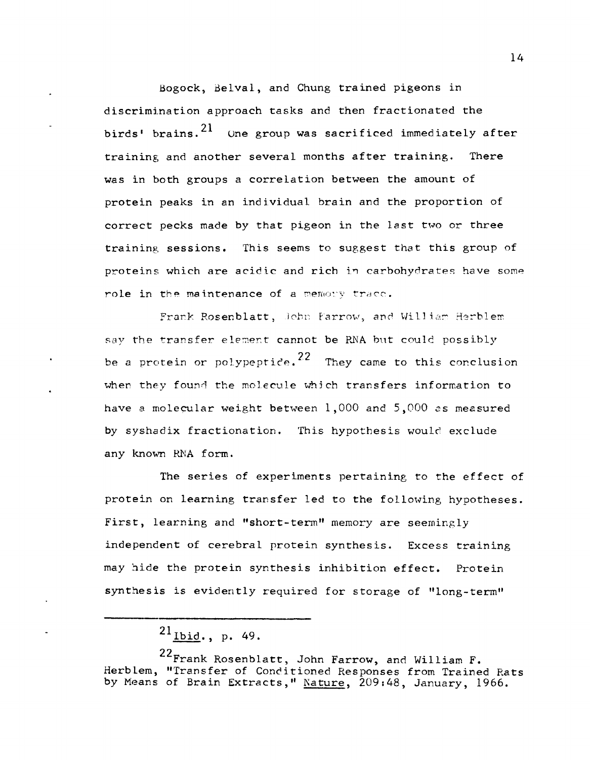Bogock, Belval, and Chung trained pigeons in discrimination approach tasks and then fractionated the birds' brains.[21] One group was sacrificed immediately after training and another several months after training. There was in both groups a correlation between the amount of protein peaks in an individual brain and the proportion of correct pecks made by that pigeon in the last two or three training sessions. This seems to suggest that this group of proteins which are acidic and rich in carbohydrates have some role in the maintenance of a memory trace.

Frank Rosenblatt, John Farrow, and William Herblem say the transfer element cannot be RNA but could possibly be a protein or polypeptide.[22] They came to this conclusion when they found the molecule which transfers information to have a molecular weight between 1,000 and 5,000 as measured by syshadix fractionation. This hypothesis would exclude any known RNA form.

The series of experiments pertaining to the effect of protein on learning transfer led to the following hypotheses. First, learning and "short-term" memory are seemingly independent of cerebral protein synthesis. Excess training may hide the protein synthesis inhibition effect. Protein synthesis is evidently required for storage of "long-term"

---

[21] Ibid., p. 49.

[22] Frank Rosenblatt, John Farrow, and William F. Herblem, "Transfer of Conditioned Responses from Trained Rats by Means of Brain Extracts," Nature, 209:48, January, 1966.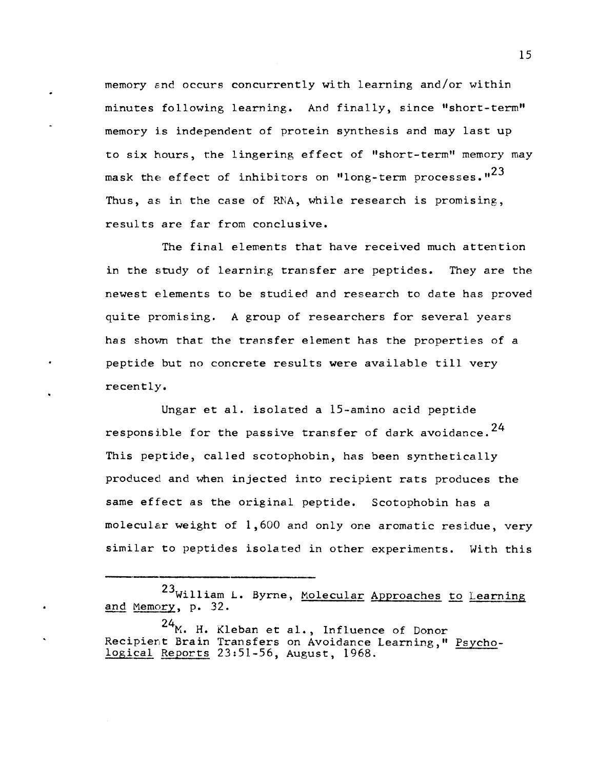memory and occurs concurrently with learning and/or within minutes following learning. And finally, since "short-term" memory is independent of protein synthesis and may last up to six hours, the lingering effect of "short-term" memory may mask the effect of inhibitors on "long-term processes."[23] Thus, as in the case of RNA, while research is promising, results are far from conclusive.

The final elements that have received much attention in the study of learning transfer are peptides. They are the newest elements to be studied and research to date has proved quite promising. A group of researchers for several years has shown that the transfer element has the properties of a peptide but no concrete results were available till very recently.

Ungar et al. isolated a 15-amino acid peptide responsible for the passive transfer of dark avoidance.[24] This peptide, called scotophobin, has been synthetically produced and when injected into recipient rats produces the same effect as the original peptide. Scotophobin has a molecular weight of 1,600 and only one aromatic residue, very similar to peptides isolated in other experiments. With this

---

[23] William L. Byrne, Molecular Approaches to Learning and Memory, p. 32.

[24] M. H. Kleban et al., Influence of Donor Recipient Brain Transfers on Avoidance Learning," Psychological Reports 23:51-56, August, 1968.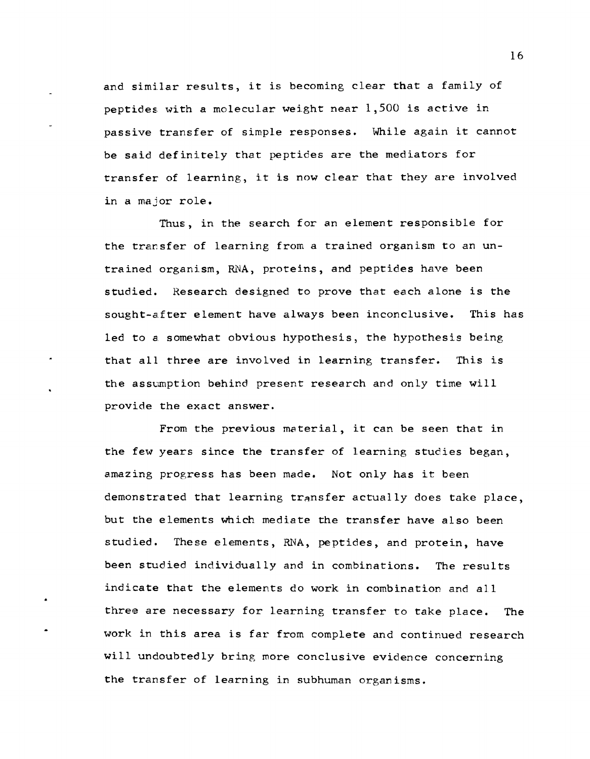and similar results, it is becoming clear that a family of peptides with a molecular weight near 1,500 is active in passive transfer of simple responses. While again it cannot be said definitely that peptides are the mediators for transfer of learning, it is now clear that they are involved in a major role.

Thus, in the search for an element responsible for the transfer of learning from a trained organism to an untrained organism, RNA, proteins, and peptides have been studied. Research designed to prove that each alone is the sought-after element have always been inconclusive. This has led to a somewhat obvious hypothesis, the hypothesis being that all three are involved in learning transfer. This is the assumption behind present research and only time will provide the exact answer.

From the previous material, it can be seen that in the few years since the transfer of learning studies began, amazing progress has been made. Not only has it been demonstrated that learning transfer actually does take place, but the elements which mediate the transfer have also been studied. These elements, RNA, peptides, and protein, have been studied individually and in combinations. The results indicate that the elements do work in combination and all three are necessary for learning transfer to take place. The work in this area is far from complete and continued research will undoubtedly bring more conclusive evidence concerning the transfer of learning in subhuman organisms.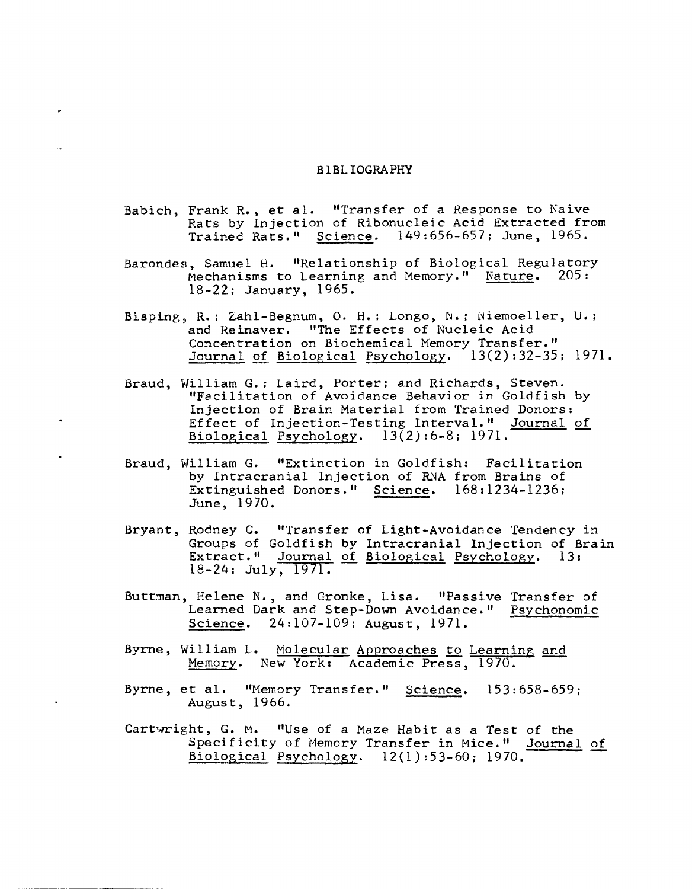# BIBLIOGRAPHY

Babich, Frank R., et al. "Transfer of a Response to Naive Rats by Injection of Ribonucleic Acid Extracted from Trained Rats." Science. 149:656-657; June, 1965.

Barondes, Samuel H. "Relationship of Biological Regulatory Mechanisms to Learning and Memory." Nature. 205: 18-22; January, 1965.

Bisping, R.; Zahl-Begnum, O. H.; Longo, N.; Niemoeller, U.; and Reinaver. "The Effects of Nucleic Acid Concentration on Biochemical Memory Transfer." Journal of Biological Psychology. 13(2):32-35; 1971.

Braud, William G.; Laird, Porter; and Richards, Steven. "Facilitation of Avoidance Behavior in Goldfish by Injection of Brain Material from Trained Donors: Effect of Injection-Testing Interval." Journal of Biological Psychology. 13(2):6-8; 1971.

Braud, William G. "Extinction in Goldfish: Facilitation by Intracranial Injection of RNA from Brains of Extinguished Donors." Science. 168:1234-1236; June, 1970.

Bryant, Rodney C. "Transfer of Light-Avoidance Tendency in Groups of Goldfish by Intracranial Injection of Brain Extract." Journal of Biological Psychology. 13: 18-24; July, 1971.

Buttman, Helene N., and Gronke, Lisa. "Passive Transfer of Learned Dark and Step-Down Avoidance." Psychonomic Science. 24:107-109; August, 1971.

Byrne, William L. Molecular Approaches to Learning and Memory. New York: Academic Press, 1970.

Byrne, et al. "Memory Transfer." Science. 153:658-659; August, 1966.

Cartwright, G. M. "Use of a Maze Habit as a Test of the Specificity of Memory Transfer in Mice." Journal of Biological Psychology. 12(1):53-60; 1970.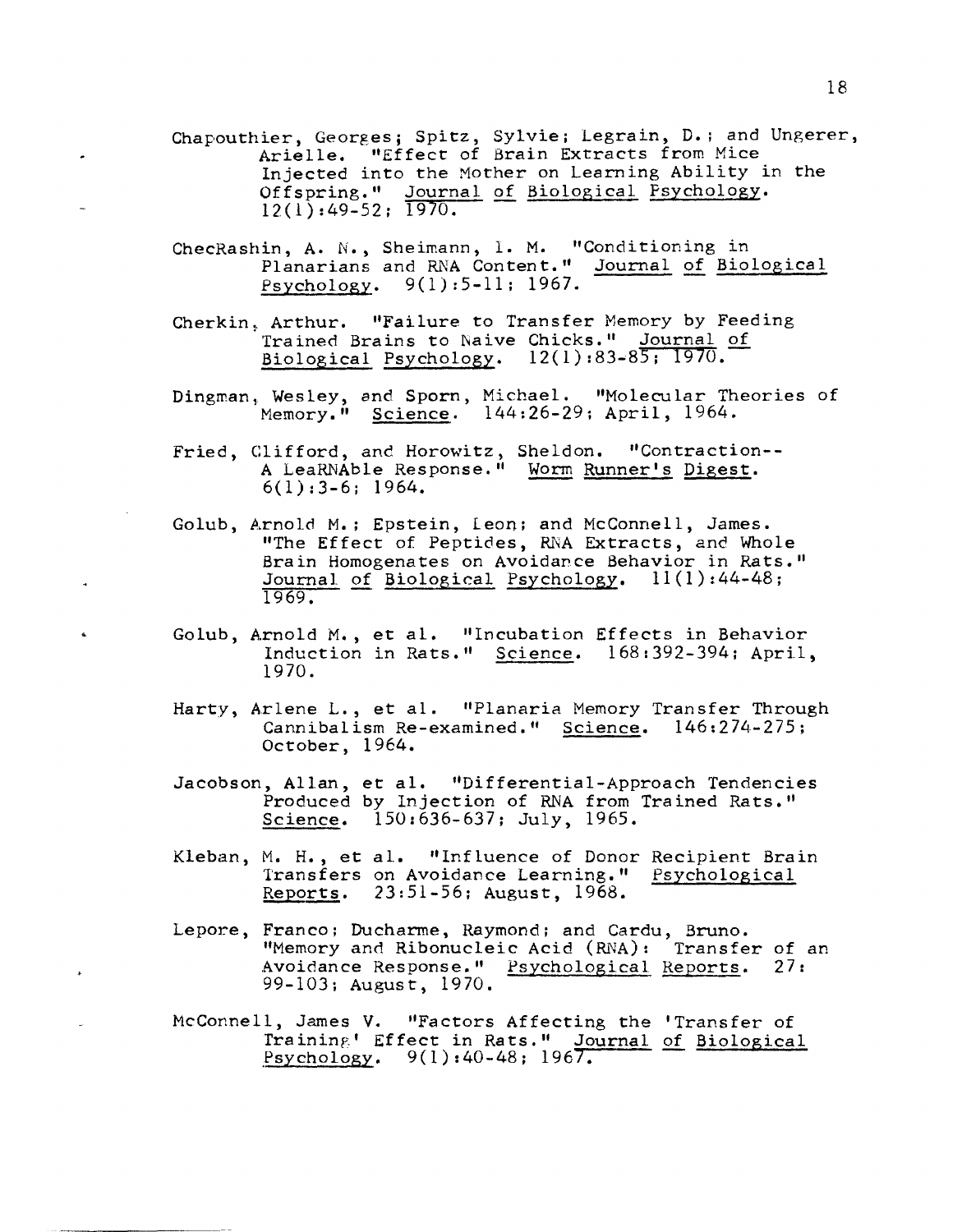Chapouthier, Georges; Spitz, Sylvie; Legrain, D.; and Ungerer, Arielle. "Effect of Brain Extracts from Mice Injected into the Mother on Learning Ability in the Offspring." <u>Journal of Biological Psychology</u>. 12(1):49-52; 1970.

ChecRashin, A. N., Sheimann, I. M. "Conditioning in Planarians and RNA Content." <u>Journal of Biological Psychology</u>. 9(1):5-11; 1967.

Cherkin, Arthur. "Failure to Transfer Memory by Feeding Trained Brains to Naive Chicks." <u>Journal of Biological Psychology</u>. 12(1):83-85; 1970.

Dingman, Wesley, and Sporn, Michael. "Molecular Theories of Memory." <u>Science</u>. 144:26-29; April, 1964.

Fried, Clifford, and Horowitz, Sheldon. "Contraction--A LeaRNAble Response." <u>Worm Runner's Digest</u>. 6(1):3-6; 1964.

Golub, Arnold M.; Epstein, Leon; and McConnell, James. "The Effect of Peptides, RNA Extracts, and Whole Brain Homogenates on Avoidance Behavior in Rats." <u>Journal of Biological Psychology</u>. 11(1):44-48; 1969.

Golub, Arnold M., et al. "Incubation Effects in Behavior Induction in Rats." <u>Science</u>. 168:392-394; April, 1970.

Harty, Arlene L., et al. "Planaria Memory Transfer Through Cannibalism Re-examined." <u>Science</u>. 146:274-275; October, 1964.

Jacobson, Allan, et al. "Differential-Approach Tendencies Produced by Injection of RNA from Trained Rats." <u>Science</u>. 150:636-637; July, 1965.

Kleban, M. H., et al. "Influence of Donor Recipient Brain Transfers on Avoidance Learning." <u>Psychological Reports</u>. 23:51-56; August, 1968.

Lepore, Franco; Ducharme, Raymond; and Cardu, Bruno. "Memory and Ribonucleic Acid (RNA): Transfer of an Avoidance Response." <u>Psychological Reports</u>. 27:99-103; August, 1970.

McConnell, James V. "Factors Affecting the 'Transfer of Training' Effect in Rats." <u>Journal of Biological Psychology</u>. 9(1):40-48; 1967.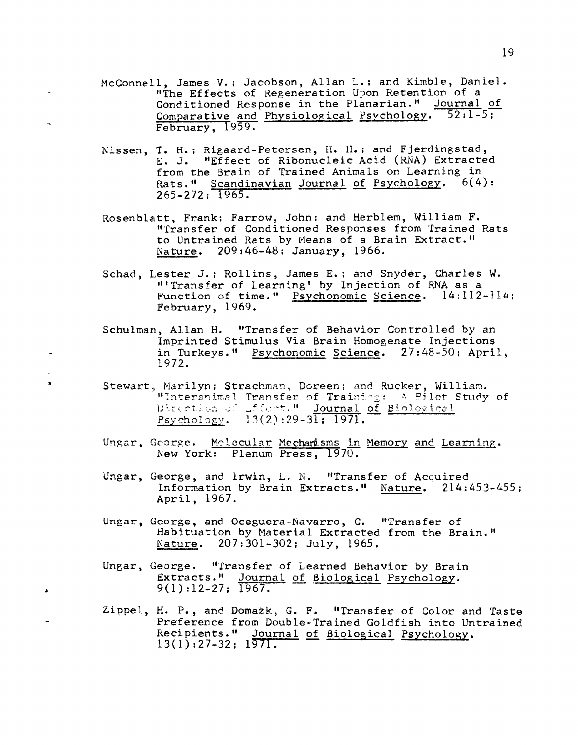McConnell, James V.; Jacobson, Allan L.; and Kimble, Daniel. "The Effects of Regeneration Upon Retention of a Conditioned Response in the Planarian." Journal of Comparative and Physiological Psychology. 52:1-5; February, 1959.

Nissen, T. H.; Rigaard-Petersen, H. H.; and Fjerdingstad, E. J. "Effect of Ribonucleic Acid (RNA) Extracted from the Brain of Trained Animals on Learning in Rats." Scandinavian Journal of Psychology. 6(4): 265-272; 1965.

Rosenblatt, Frank; Farrow, John; and Herblem, William F. "Transfer of Conditioned Responses from Trained Rats to Untrained Rats by Means of a Brain Extract." Nature. 209:46-48; January, 1966.

Schad, Lester J.; Rollins, James E.; and Snyder, Charles W. "'Transfer of Learning' by Injection of RNA as a Function of time." Psychonomic Science. 14:112-114; February, 1969.

Schulman, Allan H. "Transfer of Behavior Controlled by an Imprinted Stimulus Via Brain Homogenate Injections in Turkeys." Psychonomic Science. 27:48-50; April, 1972.

Stewart, Marilyn; Strachman, Doreen; and Rucker, William. "Interanimal Transfer of Training: A Pilot Study of Direction of Effect." Journal of Biological Psychology. 13(2):29-31; 1971.

Ungar, George. Molecular Mechanisms in Memory and Learning. New York: Plenum Press, 1970.

Ungar, George, and Irwin, L. N. "Transfer of Acquired Information by Brain Extracts." Nature. 214:453-455; April, 1967.

Ungar, George, and Oceguera-Navarro, C. "Transfer of Habituation by Material Extracted from the Brain." Nature. 207:301-302; July, 1965.

Ungar, George. "Transfer of Learned Behavior by Brain Extracts." Journal of Biological Psychology. 9(1):12-27; 1967.

Zippel, H. P., and Domazk, G. F. "Transfer of Color and Taste Preference from Double-Trained Goldfish into Untrained Recipients." Journal of Biological Psychology. 13(1):27-32; 1971.